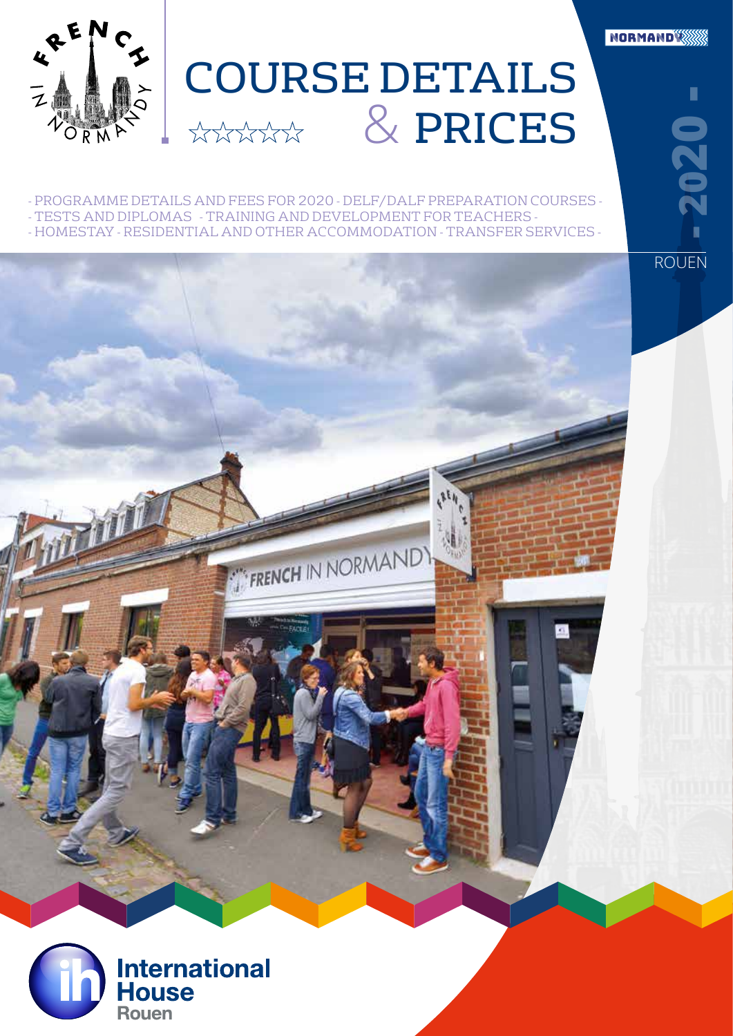# COURSE DETAILS & PRICES

☆☆☆☆☆

- PROGRAMME DETAILS AND FEES FOR 2020 - DELF/DALF PREPARATION COURSES -
- TESTS AND DIPLOMAS - TRAINING AND DEVELOPMENT FOR TEACHERS -
- HOMESTAY - RESIDENTIAL AND OTHER ACCOMMODATION - TRANSFER SERVICES -

- 2020 -

ROUEN

International House Rouen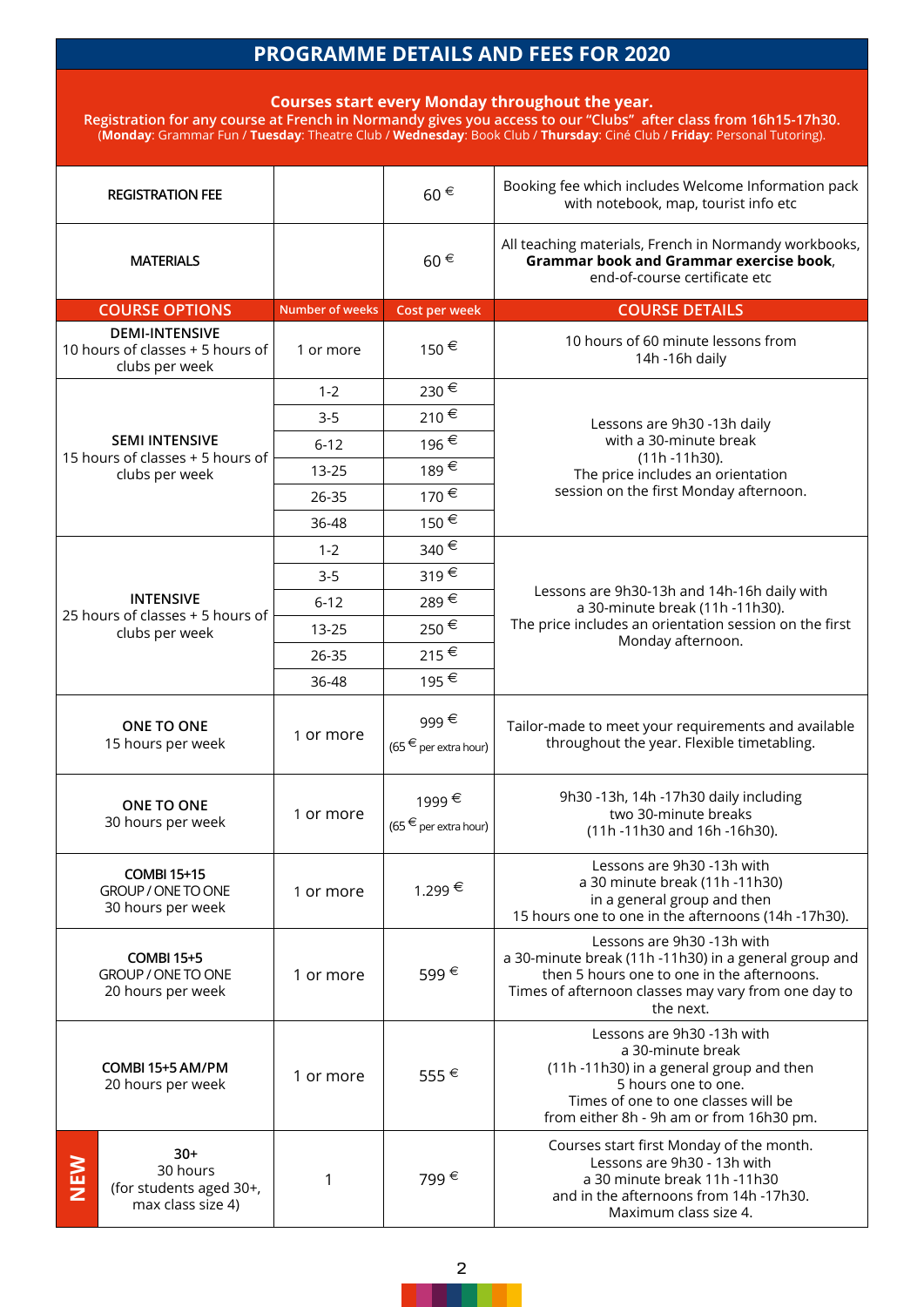# PROGRAMME DETAILS AND FEES FOR 2020

**Courses start every Monday throughout the year.**

**Registration for any course at French in Normandy gives you access to our "Clubs" after class from 16h15-17h30.**

(**Monday**: Grammar Fun / **Tuesday**: Theatre Club / **Wednesday**: Book Club / **Thursday**: Ciné Club / **Friday**: Personal Tutoring).

| | | | |
|---|---|---|---|
| REGISTRATION FEE | | 60 € | Booking fee which includes Welcome Information pack with notebook, map, tourist info etc |
| MATERIALS | | 60 € | All teaching materials, French in Normandy workbooks, **Grammar book and Grammar exercise book**, end-of-course certificate etc |
| **COURSE OPTIONS** | **Number of weeks** | **Cost per week** | **COURSE DETAILS** |
| **DEMI-INTENSIVE** 10 hours of classes + 5 hours of clubs per week | 1 or more | 150 € | 10 hours of 60 minute lessons from 14h -16h daily |
| **SEMI INTENSIVE** 15 hours of classes + 5 hours of clubs per week | 1-2 | 230 € | Lessons are 9h30 -13h daily with a 30-minute break (11h -11h30). The price includes an orientation session on the first Monday afternoon. |
| | 3-5 | 210 € | |
| | 6-12 | 196 € | |
| | 13-25 | 189 € | |
| | 26-35 | 170 € | |
| | 36-48 | 150 € | |
| **INTENSIVE** 25 hours of classes + 5 hours of clubs per week | 1-2 | 340 € | Lessons are 9h30-13h and 14h-16h daily with a 30-minute break (11h -11h30). The price includes an orientation session on the first Monday afternoon. |
| | 3-5 | 319 € | |
| | 6-12 | 289 € | |
| | 13-25 | 250 € | |
| | 26-35 | 215 € | |
| | 36-48 | 195 € | |
| **ONE TO ONE** 15 hours per week | 1 or more | 999 € (65 € per extra hour) | Tailor-made to meet your requirements and available throughout the year. Flexible timetabling. |
| **ONE TO ONE** 30 hours per week | 1 or more | 1999 € (65 € per extra hour) | 9h30 -13h, 14h -17h30 daily including two 30-minute breaks (11h -11h30 and 16h -16h30). |
| **COMBI 15+15** GROUP / ONE TO ONE 30 hours per week | 1 or more | 1.299 € | Lessons are 9h30 -13h with a 30 minute break (11h -11h30) in a general group and then 15 hours one to one in the afternoons (14h -17h30). |
| **COMBI 15+5** GROUP / ONE TO ONE 20 hours per week | 1 or more | 599 € | Lessons are 9h30 -13h with a 30-minute break (11h -11h30) in a general group and then 5 hours one to one in the afternoons. Times of afternoon classes may vary from one day to the next. |
| **COMBI 15+5 AM/PM** 20 hours per week | 1 or more | 555 € | Lessons are 9h30 -13h with a 30-minute break (11h -11h30) in a general group and then 5 hours one to one. Times of one to one classes will be from either 8h - 9h am or from 16h30 pm. |
| **NEW** 30+ 30 hours (for students aged 30+, max class size 4) | 1 | 799 € | Courses start first Monday of the month. Lessons are 9h30 - 13h with a 30 minute break 11h -11h30 and in the afternoons from 14h -17h30. Maximum class size 4. |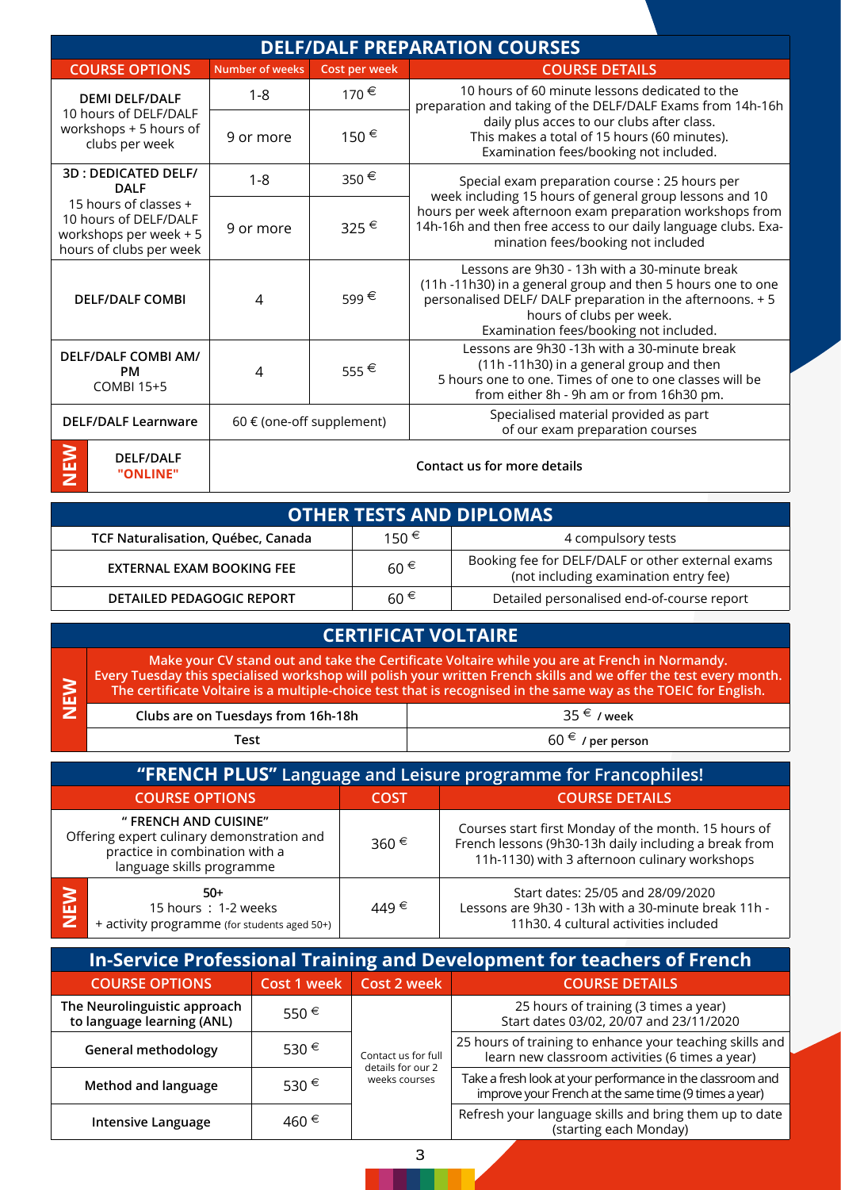## DELF/DALF PREPARATION COURSES

| COURSE OPTIONS | Number of weeks | Cost per week | COURSE DETAILS |
|---|---|---|---|
| **DEMI DELF/DALF** 10 hours of DELF/DALF workshops + 5 hours of clubs per week | 1-8 | 170 € | 10 hours of 60 minute lessons dedicated to the preparation and taking of the DELF/DALF Exams from 14h-16h daily plus acces to our clubs after class. This makes a total of 15 hours (60 minutes). Examination fees/booking not included. |
| | 9 or more | 150 € | |
| **3D : DEDICATED DELF/DALF** 15 hours of classes + 10 hours of DELF/DALF workshops per week + 5 hours of clubs per week | 1-8 | 350 € | Special exam preparation course : 25 hours per week including 15 hours of general group lessons and 10 hours per week afternoon exam preparation workshops from 14h-16h and then free access to our daily language clubs. Examination fees/booking not included |
| | 9 or more | 325 € | |
| **DELF/DALF COMBI** | 4 | 599 € | Lessons are 9h30 - 13h with a 30-minute break (11h -11h30) in a general group and then 5 hours one to one personalised DELF/ DALF preparation in the afternoons. + 5 hours of clubs per week. Examination fees/booking not included. |
| **DELF/DALF COMBI AM/PM** COMBI 15+5 | 4 | 555 € | Lessons are 9h30 -13h with a 30-minute break (11h -11h30) in a general group and then 5 hours one to one. Times of one to one classes will be from either 8h - 9h am or from 16h30 pm. |
| **DELF/DALF Learnware** | 60 € (one-off supplement) | | Specialised material provided as part of our exam preparation courses |
| NEW **DELF/DALF "ONLINE"** | Contact us for more details | | |

## OTHER TESTS AND DIPLOMAS

| | | |
|---|---|---|
| TCF Naturalisation, Québec, Canada | 150 € | 4 compulsory tests |
| EXTERNAL EXAM BOOKING FEE | 60 € | Booking fee for DELF/DALF or other external exams (not including examination entry fee) |
| DETAILED PEDAGOGIC REPORT | 60 € | Detailed personalised end-of-course report |

## CERTIFICAT VOLTAIRE

NEW

**Make your CV stand out and take the Certificate Voltaire while you are at French in Normandy. Every Tuesday this specialised workshop will polish your written French skills and we offer the test every month. The certificate Voltaire is a multiple-choice test that is recognised in the same way as the TOEIC for English.**

| | |
|---|---|
| Clubs are on Tuesdays from 16h-18h | 35 € / week |
| Test | 60 € / per person |

## "FRENCH PLUS" Language and Leisure programme for Francophiles!

| COURSE OPTIONS | COST | COURSE DETAILS |
|---|---|---|
| **" FRENCH AND CUISINE"** Offering expert culinary demonstration and practice in combination with a language skills programme | 360 € | Courses start first Monday of the month. 15 hours of French lessons (9h30-13h daily including a break from 11h-1130) with 3 afternoon culinary workshops |
| NEW **50+** 15 hours : 1-2 weeks + activity programme (for students aged 50+) | 449 € | Start dates: 25/05 and 28/09/2020 Lessons are 9h30 - 13h with a 30-minute break 11h - 11h30. 4 cultural activities included |

## In-Service Professional Training and Development for teachers of French

| COURSE OPTIONS | Cost 1 week | Cost 2 week | COURSE DETAILS |
|---|---|---|---|
| The Neurolinguistic approach to language learning (ANL) | 550 € | Contact us for full details for our 2 weeks courses | 25 hours of training (3 times a year) Start dates 03/02, 20/07 and 23/11/2020 |
| General methodology | 530 € | | 25 hours of training to enhance your teaching skills and learn new classroom activities (6 times a year) |
| Method and language | 530 € | | Take a fresh look at your performance in the classroom and improve your French at the same time (9 times a year) |
| Intensive Language | 460 € | | Refresh your language skills and bring them up to date (starting each Monday) |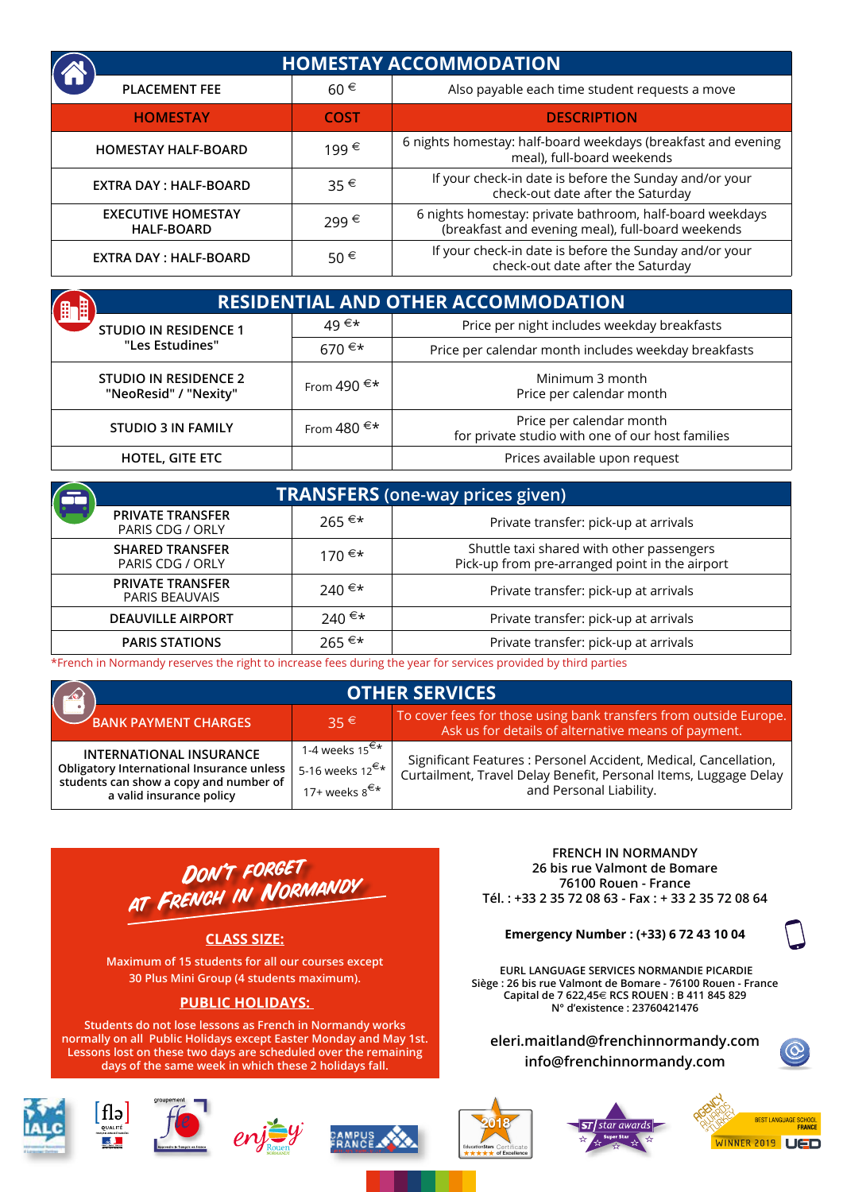## HOMESTAY ACCOMMODATION

| | | |
|---|---|---|
| PLACEMENT FEE | 60 € | Also payable each time student requests a move |
| **HOMESTAY** | **COST** | **DESCRIPTION** |
| HOMESTAY HALF-BOARD | 199 € | 6 nights homestay: half-board weekdays (breakfast and evening meal), full-board weekends |
| EXTRA DAY : HALF-BOARD | 35 € | If your check-in date is before the Sunday and/or your check-out date after the Saturday |
| EXECUTIVE HOMESTAY HALF-BOARD | 299 € | 6 nights homestay: private bathroom, half-board weekdays (breakfast and evening meal), full-board weekends |
| EXTRA DAY : HALF-BOARD | 50 € | If your check-in date is before the Sunday and/or your check-out date after the Saturday |

## RESIDENTIAL AND OTHER ACCOMMODATION

| | | |
|---|---|---|
| STUDIO IN RESIDENCE 1 "Les Estudines" | 49 €* | Price per night includes weekday breakfasts |
| | 670 €* | Price per calendar month includes weekday breakfasts |
| STUDIO IN RESIDENCE 2 "NeoResid" / "Nexity" | From 490 €* | Minimum 3 month Price per calendar month |
| STUDIO 3 IN FAMILY | From 480 €* | Price per calendar month for private studio with one of our host families |
| HOTEL, GITE ETC | | Prices available upon request |

## TRANSFERS (one-way prices given)

| | | |
|---|---|---|
| PRIVATE TRANSFER PARIS CDG / ORLY | 265 €* | Private transfer: pick-up at arrivals |
| SHARED TRANSFER PARIS CDG / ORLY | 170 €* | Shuttle taxi shared with other passengers Pick-up from pre-arranged point in the airport |
| PRIVATE TRANSFER PARIS BEAUVAIS | 240 €* | Private transfer: pick-up at arrivals |
| DEAUVILLE AIRPORT | 240 €* | Private transfer: pick-up at arrivals |
| PARIS STATIONS | 265 €* | Private transfer: pick-up at arrivals |

*French in Normandy reserves the right to increase fees during the year for services provided by third parties

## OTHER SERVICES

| | | |
|---|---|---|
| BANK PAYMENT CHARGES | 35 € | To cover fees for those using bank transfers from outside Europe. Ask us for details of alternative means of payment. |
| INTERNATIONAL INSURANCE Obligatory International Insurance unless students can show a copy and number of a valid insurance policy | 1-4 weeks 15 €* 5-16 weeks 12 €* 17+ weeks 8 €* | Significant Features : Personel Accident, Medical, Cancellation, Curtailment, Travel Delay Benefit, Personal Items, Luggage Delay and Personal Liability. |

## DON'T FORGET AT FRENCH IN NORMANDY

**CLASS SIZE:**

Maximum of 15 students for all our courses except 30 Plus Mini Group (4 students maximum).

**PUBLIC HOLIDAYS:**

Students do not lose lessons as French in Normandy works normally on all Public Holidays except Easter Monday and May 1st. Lessons lost on these two days are scheduled over the remaining days of the same week in which these 2 holidays fall.

**FRENCH IN NORMANDY**
**26 bis rue Valmont de Bomare**
**76100 Rouen - France**
**Tél. : +33 2 35 72 08 63 - Fax : + 33 2 35 72 08 64**

**Emergency Number : (+33) 6 72 43 10 04**

EURL LANGUAGE SERVICES NORMANDIE PICARDIE
Siège : 26 bis rue Valmont de Bomare - 76100 Rouen - France
Capital de 7 622,45€ RCS ROUEN : B 411 845 829
N° d'existence : 23760421476

eleri.maitland@frenchinnormandy.com
info@frenchinnormandy.com